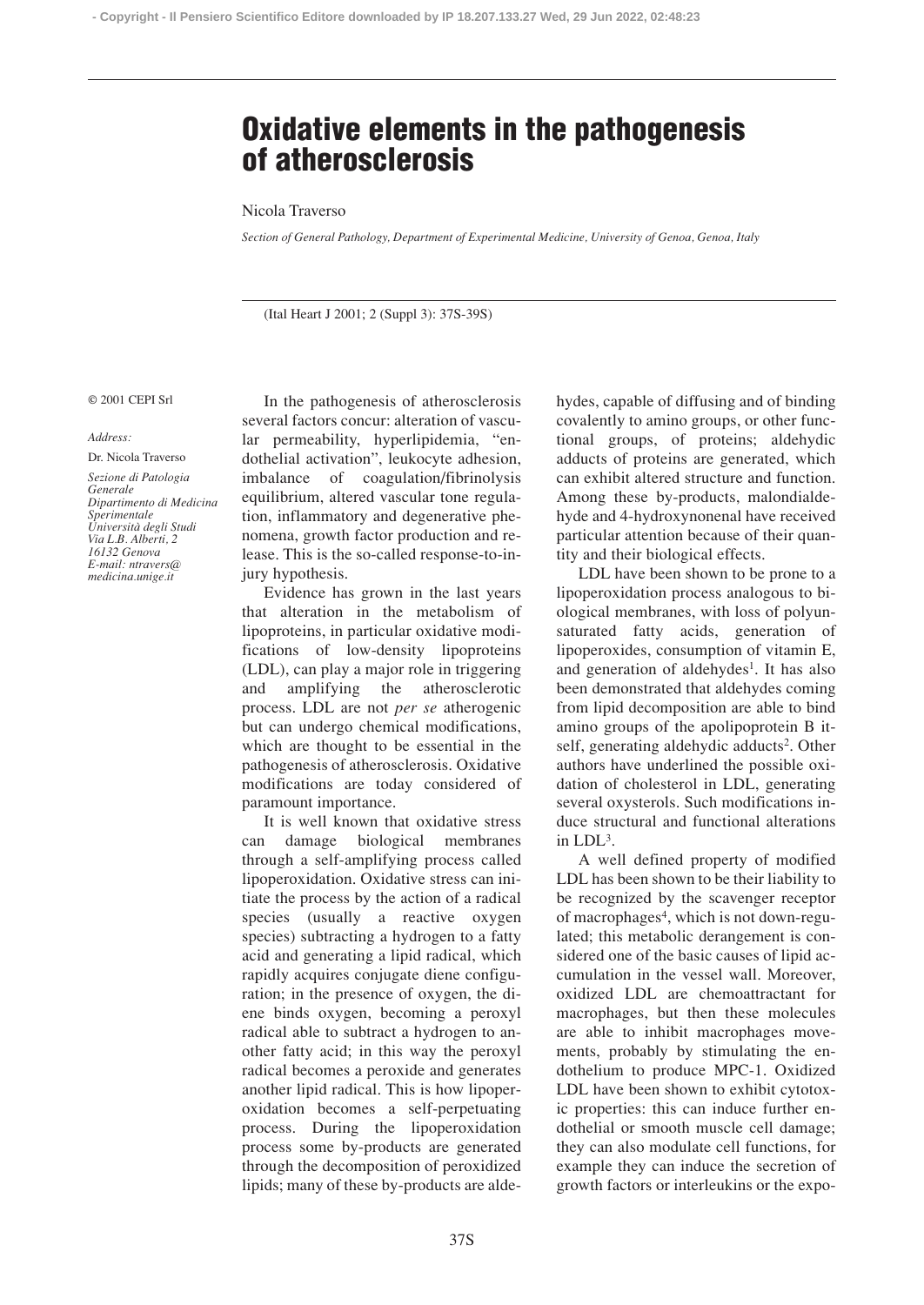# Oxidative elements in the pathogenesis of atherosclerosis

Nicola Traverso

*Section of General Pathology, Department of Experimental Medicine, University of Genoa, Genoa, Italy*

(Ital Heart J 2001; 2 (Suppl 3): 37S-39S)

© 2001 CEPI Srl

*Address:*

Dr. Nicola Traverso

*Sezione di Patologia Generale*
*Dipartimento di Medicina Sperimentale*
*Università degli Studi*
*Via L.B. Alberti, 2*
*16132 Genova*
*E-mail: ntravers@medicina.unige.it*

In the pathogenesis of atherosclerosis several factors concur: alteration of vascular permeability, hyperlipidemia, "endothelial activation", leukocyte adhesion, imbalance of coagulation/fibrinolysis equilibrium, altered vascular tone regulation, inflammatory and degenerative phenomena, growth factor production and release. This is the so-called response-to-injury hypothesis.

Evidence has grown in the last years that alteration in the metabolism of lipoproteins, in particular oxidative modifications of low-density lipoproteins (LDL), can play a major role in triggering and amplifying the atherosclerotic process. LDL are not *per se* atherogenic but can undergo chemical modifications, which are thought to be essential in the pathogenesis of atherosclerosis. Oxidative modifications are today considered of paramount importance.

It is well known that oxidative stress can damage biological membranes through a self-amplifying process called lipoperoxidation. Oxidative stress can initiate the process by the action of a radical species (usually a reactive oxygen species) subtracting a hydrogen to a fatty acid and generating a lipid radical, which rapidly acquires conjugate diene configuration; in the presence of oxygen, the diene binds oxygen, becoming a peroxyl radical able to subtract a hydrogen to another fatty acid; in this way the peroxyl radical becomes a peroxide and generates another lipid radical. This is how lipoperoxidation becomes a self-perpetuating process. During the lipoperoxidation process some by-products are generated through the decomposition of peroxidized lipids; many of these by-products are aldehydes, capable of diffusing and of binding covalently to amino groups, or other functional groups, of proteins; aldehydic adducts of proteins are generated, which can exhibit altered structure and function. Among these by-products, malondialdehyde and 4-hydroxynonenal have received particular attention because of their quantity and their biological effects.

LDL have been shown to be prone to a lipoperoxidation process analogous to biological membranes, with loss of polyunsaturated fatty acids, generation of lipoperoxides, consumption of vitamin E, and generation of aldehydes[1]. It has also been demonstrated that aldehydes coming from lipid decomposition are able to bind amino groups of the apolipoprotein B itself, generating aldehydic adducts[2]. Other authors have underlined the possible oxidation of cholesterol in LDL, generating several oxysterols. Such modifications induce structural and functional alterations in LDL[3].

A well defined property of modified LDL has been shown to be their liability to be recognized by the scavenger receptor of macrophages[4], which is not down-regulated; this metabolic derangement is considered one of the basic causes of lipid accumulation in the vessel wall. Moreover, oxidized LDL are chemoattractant for macrophages, but then these molecules are able to inhibit macrophages movements, probably by stimulating the endothelium to produce MPC-1. Oxidized LDL have been shown to exhibit cytotoxic properties: this can induce further endothelial or smooth muscle cell damage; they can also modulate cell functions, for example they can induce the secretion of growth factors or interleukins or the expo-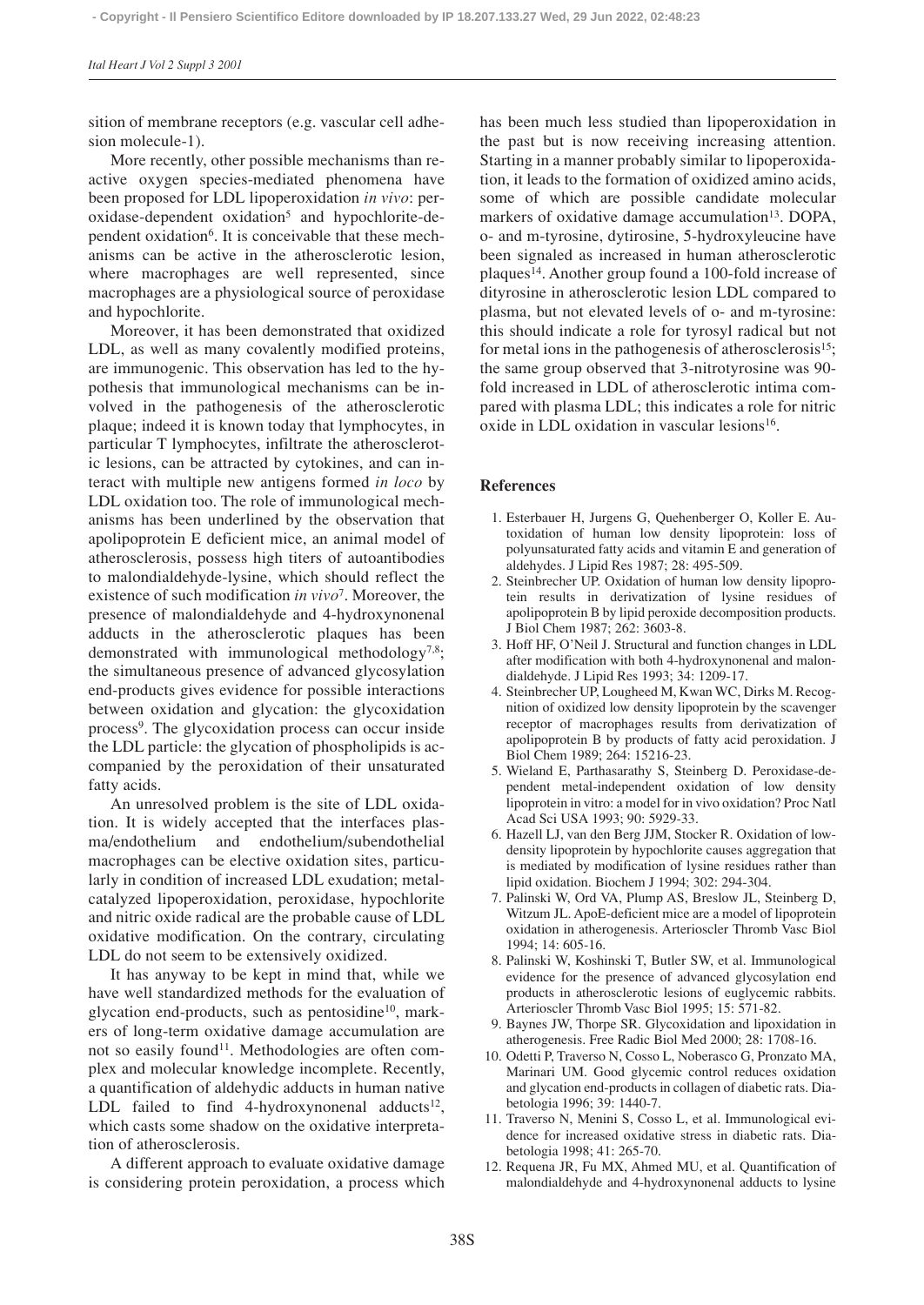sition of membrane receptors (e.g. vascular cell adhesion molecule-1).

More recently, other possible mechanisms than reactive oxygen species-mediated phenomena have been proposed for LDL lipoperoxidation *in vivo*: peroxidase-dependent oxidation[5] and hypochlorite-dependent oxidation[6]. It is conceivable that these mechanisms can be active in the atherosclerotic lesion, where macrophages are well represented, since macrophages are a physiological source of peroxidase and hypochlorite.

Moreover, it has been demonstrated that oxidized LDL, as well as many covalently modified proteins, are immunogenic. This observation has led to the hypothesis that immunological mechanisms can be involved in the pathogenesis of the atherosclerotic plaque; indeed it is known today that lymphocytes, in particular T lymphocytes, infiltrate the atherosclerotic lesions, can be attracted by cytokines, and can interact with multiple new antigens formed *in loco* by LDL oxidation too. The role of immunological mechanisms has been underlined by the observation that apolipoprotein E deficient mice, an animal model of atherosclerosis, possess high titers of autoantibodies to malondialdehyde-lysine, which should reflect the existence of such modification *in vivo*[7]. Moreover, the presence of malondialdehyde and 4-hydroxynonenal adducts in the atherosclerotic plaques has been demonstrated with immunological methodology[7,8]; the simultaneous presence of advanced glycosylation end-products gives evidence for possible interactions between oxidation and glycation: the glycoxidation process[9]. The glycoxidation process can occur inside the LDL particle: the glycation of phospholipids is accompanied by the peroxidation of their unsaturated fatty acids.

An unresolved problem is the site of LDL oxidation. It is widely accepted that the interfaces plasma/endothelium and endothelium/subendothelial macrophages can be elective oxidation sites, particularly in condition of increased LDL exudation; metal-catalyzed lipoperoxidation, peroxidase, hypochlorite and nitric oxide radical are the probable cause of LDL oxidative modification. On the contrary, circulating LDL do not seem to be extensively oxidized.

It has anyway to be kept in mind that, while we have well standardized methods for the evaluation of glycation end-products, such as pentosidine[10], markers of long-term oxidative damage accumulation are not so easily found[11]. Methodologies are often complex and molecular knowledge incomplete. Recently, a quantification of aldehydic adducts in human native LDL failed to find 4-hydroxynonenal adducts[12], which casts some shadow on the oxidative interpretation of atherosclerosis.

A different approach to evaluate oxidative damage is considering protein peroxidation, a process which has been much less studied than lipoperoxidation in the past but is now receiving increasing attention. Starting in a manner probably similar to lipoperoxidation, it leads to the formation of oxidized amino acids, some of which are possible candidate molecular markers of oxidative damage accumulation[13]. DOPA, o- and m-tyrosine, dytirosine, 5-hydroxyleucine have been signaled as increased in human atherosclerotic plaques[14]. Another group found a 100-fold increase of dityrosine in atherosclerotic lesion LDL compared to plasma, but not elevated levels of o- and m-tyrosine: this should indicate a role for tyrosyl radical but not for metal ions in the pathogenesis of atherosclerosis[15]; the same group observed that 3-nitrotyrosine was 90-fold increased in LDL of atherosclerotic intima compared with plasma LDL; this indicates a role for nitric oxide in LDL oxidation in vascular lesions[16].

## References

1. Esterbauer H, Jurgens G, Quehenberger O, Koller E. Autoxidation of human low density lipoprotein: loss of polyunsaturated fatty acids and vitamin E and generation of aldehydes. J Lipid Res 1987; 28: 495-509.
2. Steinbrecher UP. Oxidation of human low density lipoprotein results in derivatization of lysine residues of apolipoprotein B by lipid peroxide decomposition products. J Biol Chem 1987; 262: 3603-8.
3. Hoff HF, O'Neil J. Structural and function changes in LDL after modification with both 4-hydroxynonenal and malondialdehyde. J Lipid Res 1993; 34: 1209-17.
4. Steinbrecher UP, Lougheed M, Kwan WC, Dirks M. Recognition of oxidized low density lipoprotein by the scavenger receptor of macrophages results from derivatization of apolipoprotein B by products of fatty acid peroxidation. J Biol Chem 1989; 264: 15216-23.
5. Wieland E, Parthasarathy S, Steinberg D. Peroxidase-dependent metal-independent oxidation of low density lipoprotein in vitro: a model for in vivo oxidation? Proc Natl Acad Sci USA 1993; 90: 5929-33.
6. Hazell LJ, van den Berg JJM, Stocker R. Oxidation of low-density lipoprotein by hypochlorite causes aggregation that is mediated by modification of lysine residues rather than lipid oxidation. Biochem J 1994; 302: 294-304.
7. Palinski W, Ord VA, Plump AS, Breslow JL, Steinberg D, Witzum JL. ApoE-deficient mice are a model of lipoprotein oxidation in atherogenesis. Arterioscler Thromb Vasc Biol 1994; 14: 605-16.
8. Palinski W, Koshinski T, Butler SW, et al. Immunological evidence for the presence of advanced glycosylation end products in atherosclerotic lesions of euglycemic rabbits. Arterioscler Thromb Vasc Biol 1995; 15: 571-82.
9. Baynes JW, Thorpe SR. Glycoxidation and lipoxidation in atherogenesis. Free Radic Biol Med 2000; 28: 1708-16.
10. Odetti P, Traverso N, Cosso L, Noberasco G, Pronzato MA, Marinari UM. Good glycemic control reduces oxidation and glycation end-products in collagen of diabetic rats. Diabetologia 1996; 39: 1440-7.
11. Traverso N, Menini S, Cosso L, et al. Immunological evidence for increased oxidative stress in diabetic rats. Diabetologia 1998; 41: 265-70.
12. Requena JR, Fu MX, Ahmed MU, et al. Quantification of malondialdehyde and 4-hydroxynonenal adducts to lysine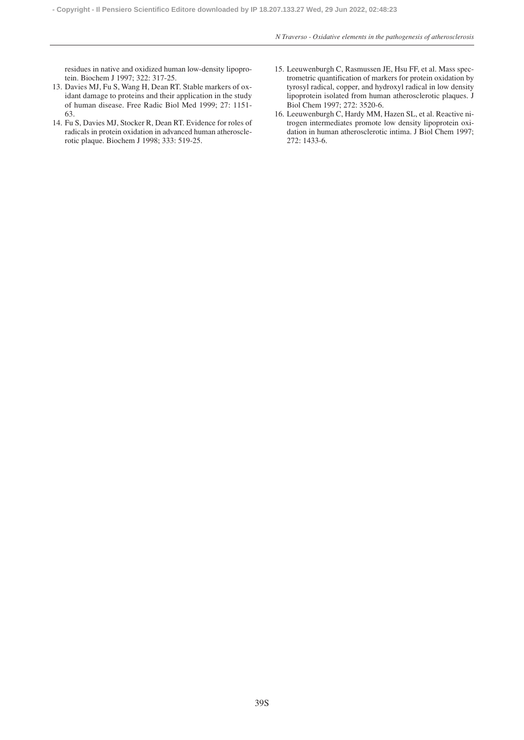residues in native and oxidized human low-density lipoprotein. Biochem J 1997; 322: 317-25.

13. Davies MJ, Fu S, Wang H, Dean RT. Stable markers of oxidant damage to proteins and their application in the study of human disease. Free Radic Biol Med 1999; 27: 1151-63.
14. Fu S, Davies MJ, Stocker R, Dean RT. Evidence for roles of radicals in protein oxidation in advanced human atherosclerotic plaque. Biochem J 1998; 333: 519-25.
15. Leeuwenburgh C, Rasmussen JE, Hsu FF, et al. Mass spectrometric quantification of markers for protein oxidation by tyrosyl radical, copper, and hydroxyl radical in low density lipoprotein isolated from human atherosclerotic plaques. J Biol Chem 1997; 272: 3520-6.
16. Leeuwenburgh C, Hardy MM, Hazen SL, et al. Reactive nitrogen intermediates promote low density lipoprotein oxidation in human atherosclerotic intima. J Biol Chem 1997; 272: 1433-6.